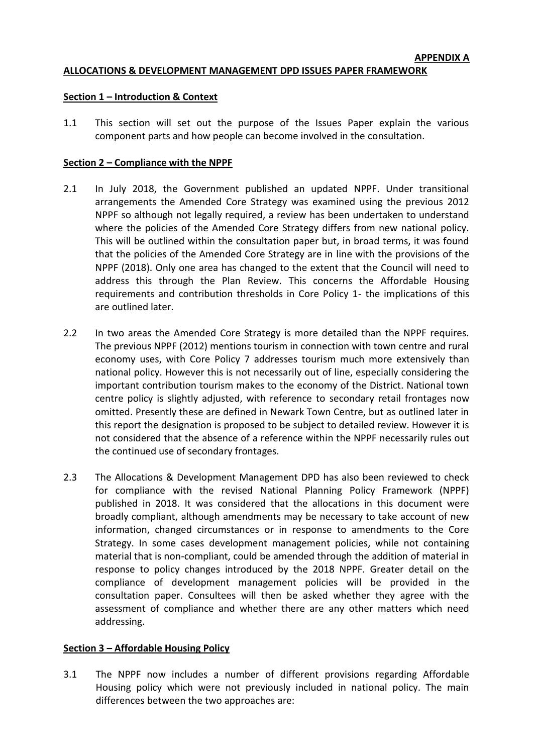**APPENDIX A**

**ALLOCATIONS & DEVELOPMENT MANAGEMENT DPD ISSUES PAPER FRAMEWORK**

**Section 1 – Introduction & Context**

1.1 This section will set out the purpose of the Issues Paper explain the various component parts and how people can become involved in the consultation.

**Section 2 – Compliance with the NPPF**

2.1 In July 2018, the Government published an updated NPPF. Under transitional arrangements the Amended Core Strategy was examined using the previous 2012 NPPF so although not legally required, a review has been undertaken to understand where the policies of the Amended Core Strategy differs from new national policy. This will be outlined within the consultation paper but, in broad terms, it was found that the policies of the Amended Core Strategy are in line with the provisions of the NPPF (2018). Only one area has changed to the extent that the Council will need to address this through the Plan Review. This concerns the Affordable Housing requirements and contribution thresholds in Core Policy 1- the implications of this are outlined later.

2.2 In two areas the Amended Core Strategy is more detailed than the NPPF requires. The previous NPPF (2012) mentions tourism in connection with town centre and rural economy uses, with Core Policy 7 addresses tourism much more extensively than national policy. However this is not necessarily out of line, especially considering the important contribution tourism makes to the economy of the District. National town centre policy is slightly adjusted, with reference to secondary retail frontages now omitted. Presently these are defined in Newark Town Centre, but as outlined later in this report the designation is proposed to be subject to detailed review. However it is not considered that the absence of a reference within the NPPF necessarily rules out the continued use of secondary frontages.

2.3 The Allocations & Development Management DPD has also been reviewed to check for compliance with the revised National Planning Policy Framework (NPPF) published in 2018. It was considered that the allocations in this document were broadly compliant, although amendments may be necessary to take account of new information, changed circumstances or in response to amendments to the Core Strategy. In some cases development management policies, while not containing material that is non-compliant, could be amended through the addition of material in response to policy changes introduced by the 2018 NPPF. Greater detail on the compliance of development management policies will be provided in the consultation paper. Consultees will then be asked whether they agree with the assessment of compliance and whether there are any other matters which need addressing.

**Section 3 – Affordable Housing Policy**

3.1 The NPPF now includes a number of different provisions regarding Affordable Housing policy which were not previously included in national policy. The main differences between the two approaches are: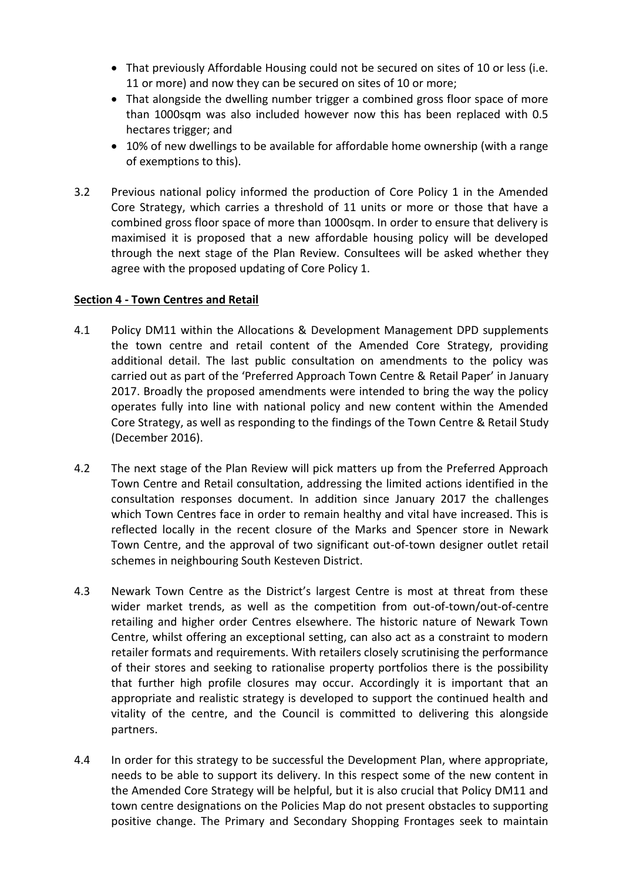- That previously Affordable Housing could not be secured on sites of 10 or less (i.e. 11 or more) and now they can be secured on sites of 10 or more;
- That alongside the dwelling number trigger a combined gross floor space of more than 1000sqm was also included however now this has been replaced with 0.5 hectares trigger; and
- 10% of new dwellings to be available for affordable home ownership (with a range of exemptions to this).

3.2 Previous national policy informed the production of Core Policy 1 in the Amended Core Strategy, which carries a threshold of 11 units or more or those that have a combined gross floor space of more than 1000sqm. In order to ensure that delivery is maximised it is proposed that a new affordable housing policy will be developed through the next stage of the Plan Review. Consultees will be asked whether they agree with the proposed updating of Core Policy 1.

**Section 4 - Town Centres and Retail**

4.1 Policy DM11 within the Allocations & Development Management DPD supplements the town centre and retail content of the Amended Core Strategy, providing additional detail. The last public consultation on amendments to the policy was carried out as part of the 'Preferred Approach Town Centre & Retail Paper' in January 2017. Broadly the proposed amendments were intended to bring the way the policy operates fully into line with national policy and new content within the Amended Core Strategy, as well as responding to the findings of the Town Centre & Retail Study (December 2016).

4.2 The next stage of the Plan Review will pick matters up from the Preferred Approach Town Centre and Retail consultation, addressing the limited actions identified in the consultation responses document. In addition since January 2017 the challenges which Town Centres face in order to remain healthy and vital have increased. This is reflected locally in the recent closure of the Marks and Spencer store in Newark Town Centre, and the approval of two significant out-of-town designer outlet retail schemes in neighbouring South Kesteven District.

4.3 Newark Town Centre as the District's largest Centre is most at threat from these wider market trends, as well as the competition from out-of-town/out-of-centre retailing and higher order Centres elsewhere. The historic nature of Newark Town Centre, whilst offering an exceptional setting, can also act as a constraint to modern retailer formats and requirements. With retailers closely scrutinising the performance of their stores and seeking to rationalise property portfolios there is the possibility that further high profile closures may occur. Accordingly it is important that an appropriate and realistic strategy is developed to support the continued health and vitality of the centre, and the Council is committed to delivering this alongside partners.

4.4 In order for this strategy to be successful the Development Plan, where appropriate, needs to be able to support its delivery. In this respect some of the new content in the Amended Core Strategy will be helpful, but it is also crucial that Policy DM11 and town centre designations on the Policies Map do not present obstacles to supporting positive change. The Primary and Secondary Shopping Frontages seek to maintain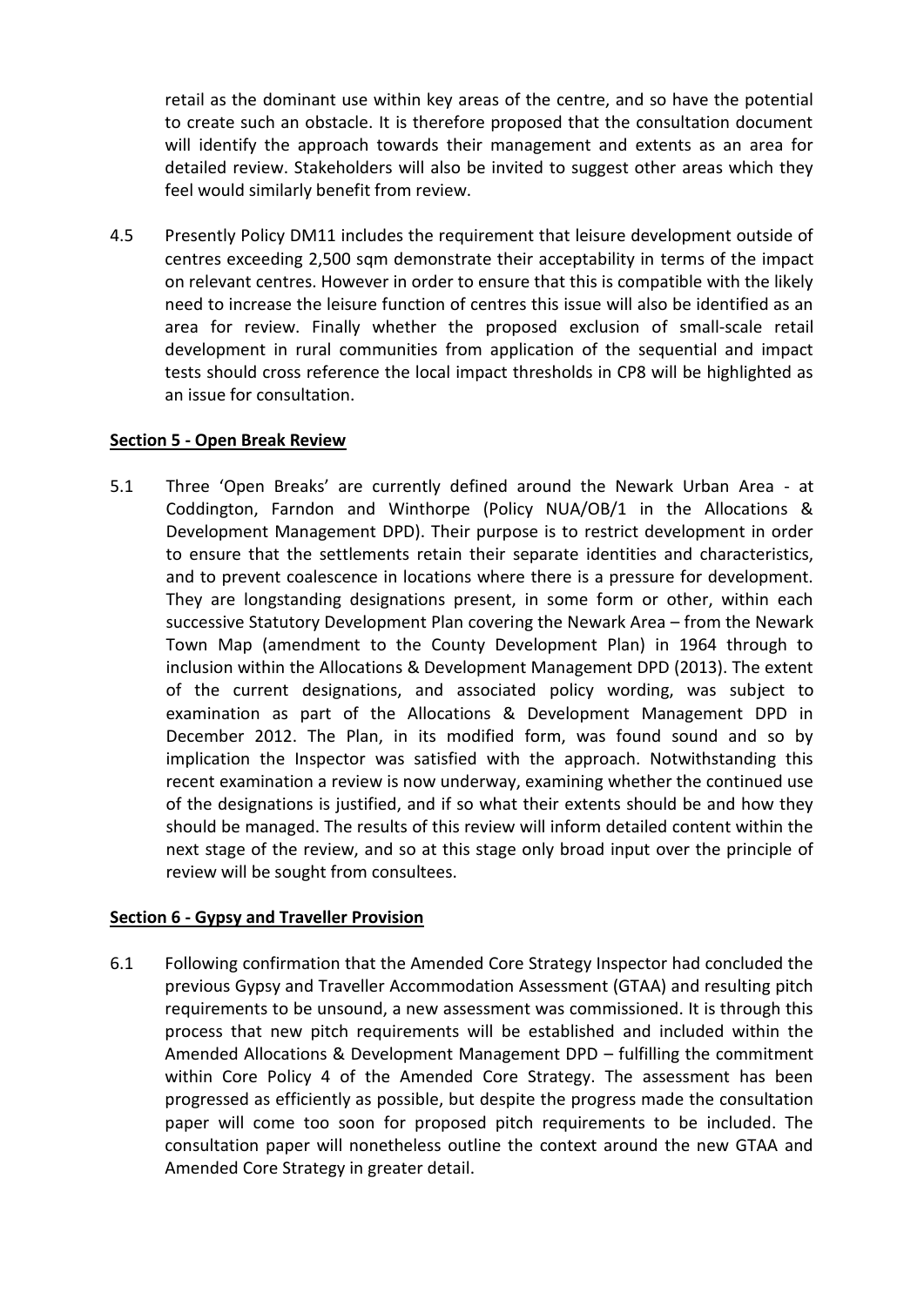retail as the dominant use within key areas of the centre, and so have the potential to create such an obstacle. It is therefore proposed that the consultation document will identify the approach towards their management and extents as an area for detailed review. Stakeholders will also be invited to suggest other areas which they feel would similarly benefit from review.

4.5 Presently Policy DM11 includes the requirement that leisure development outside of centres exceeding 2,500 sqm demonstrate their acceptability in terms of the impact on relevant centres. However in order to ensure that this is compatible with the likely need to increase the leisure function of centres this issue will also be identified as an area for review. Finally whether the proposed exclusion of small-scale retail development in rural communities from application of the sequential and impact tests should cross reference the local impact thresholds in CP8 will be highlighted as an issue for consultation.

## Section 5 - Open Break Review

5.1 Three 'Open Breaks' are currently defined around the Newark Urban Area - at Coddington, Farndon and Winthorpe (Policy NUA/OB/1 in the Allocations & Development Management DPD). Their purpose is to restrict development in order to ensure that the settlements retain their separate identities and characteristics, and to prevent coalescence in locations where there is a pressure for development. They are longstanding designations present, in some form or other, within each successive Statutory Development Plan covering the Newark Area – from the Newark Town Map (amendment to the County Development Plan) in 1964 through to inclusion within the Allocations & Development Management DPD (2013). The extent of the current designations, and associated policy wording, was subject to examination as part of the Allocations & Development Management DPD in December 2012. The Plan, in its modified form, was found sound and so by implication the Inspector was satisfied with the approach. Notwithstanding this recent examination a review is now underway, examining whether the continued use of the designations is justified, and if so what their extents should be and how they should be managed. The results of this review will inform detailed content within the next stage of the review, and so at this stage only broad input over the principle of review will be sought from consultees.

## Section 6 - Gypsy and Traveller Provision

6.1 Following confirmation that the Amended Core Strategy Inspector had concluded the previous Gypsy and Traveller Accommodation Assessment (GTAA) and resulting pitch requirements to be unsound, a new assessment was commissioned. It is through this process that new pitch requirements will be established and included within the Amended Allocations & Development Management DPD – fulfilling the commitment within Core Policy 4 of the Amended Core Strategy. The assessment has been progressed as efficiently as possible, but despite the progress made the consultation paper will come too soon for proposed pitch requirements to be included. The consultation paper will nonetheless outline the context around the new GTAA and Amended Core Strategy in greater detail.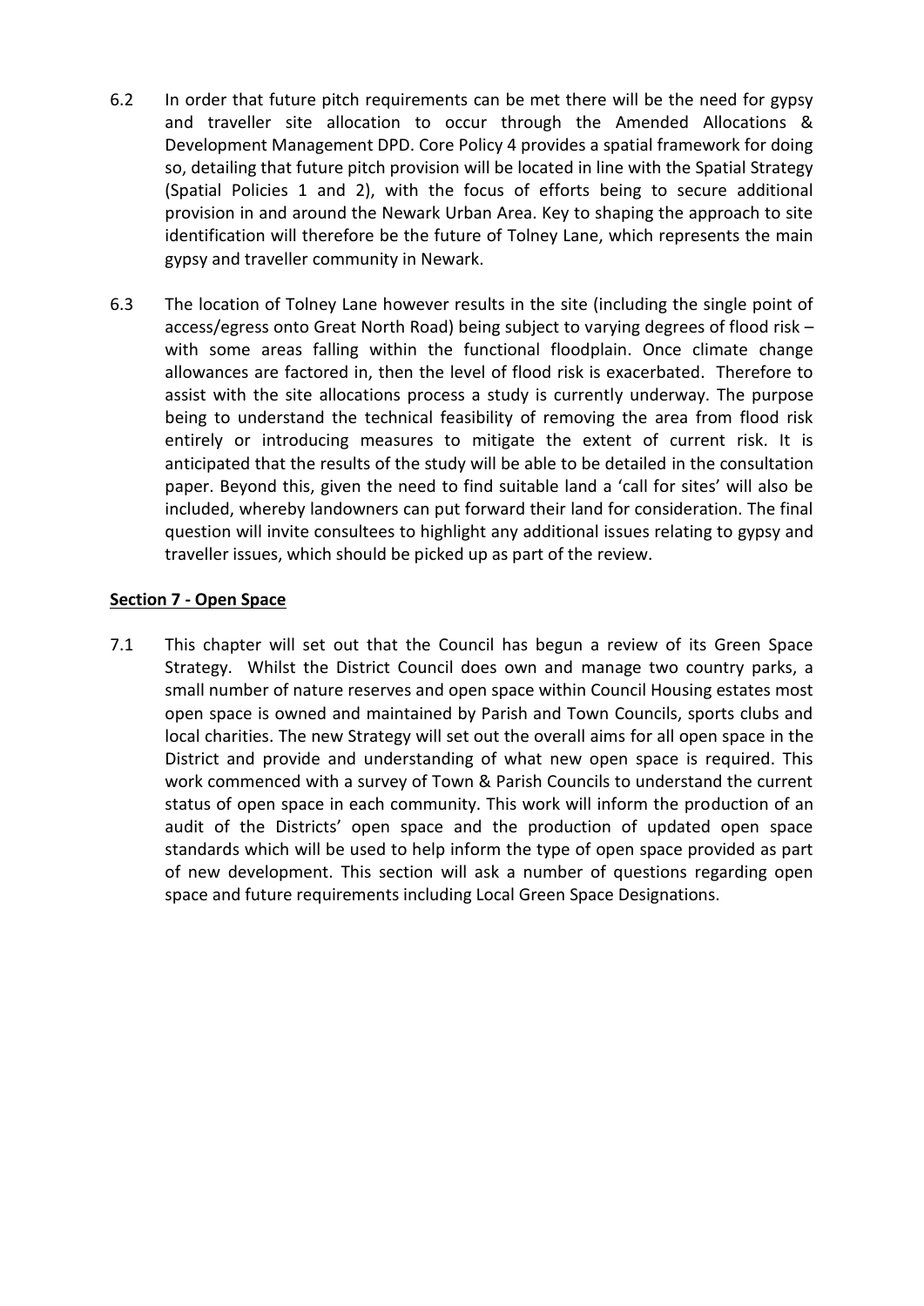6.2 In order that future pitch requirements can be met there will be the need for gypsy and traveller site allocation to occur through the Amended Allocations & Development Management DPD. Core Policy 4 provides a spatial framework for doing so, detailing that future pitch provision will be located in line with the Spatial Strategy (Spatial Policies 1 and 2), with the focus of efforts being to secure additional provision in and around the Newark Urban Area. Key to shaping the approach to site identification will therefore be the future of Tolney Lane, which represents the main gypsy and traveller community in Newark.

6.3 The location of Tolney Lane however results in the site (including the single point of access/egress onto Great North Road) being subject to varying degrees of flood risk – with some areas falling within the functional floodplain. Once climate change allowances are factored in, then the level of flood risk is exacerbated. Therefore to assist with the site allocations process a study is currently underway. The purpose being to understand the technical feasibility of removing the area from flood risk entirely or introducing measures to mitigate the extent of current risk. It is anticipated that the results of the study will be able to be detailed in the consultation paper. Beyond this, given the need to find suitable land a 'call for sites' will also be included, whereby landowners can put forward their land for consideration. The final question will invite consultees to highlight any additional issues relating to gypsy and traveller issues, which should be picked up as part of the review.

## Section 7 - Open Space

7.1 This chapter will set out that the Council has begun a review of its Green Space Strategy. Whilst the District Council does own and manage two country parks, a small number of nature reserves and open space within Council Housing estates most open space is owned and maintained by Parish and Town Councils, sports clubs and local charities. The new Strategy will set out the overall aims for all open space in the District and provide and understanding of what new open space is required. This work commenced with a survey of Town & Parish Councils to understand the current status of open space in each community. This work will inform the production of an audit of the Districts' open space and the production of updated open space standards which will be used to help inform the type of open space provided as part of new development. This section will ask a number of questions regarding open space and future requirements including Local Green Space Designations.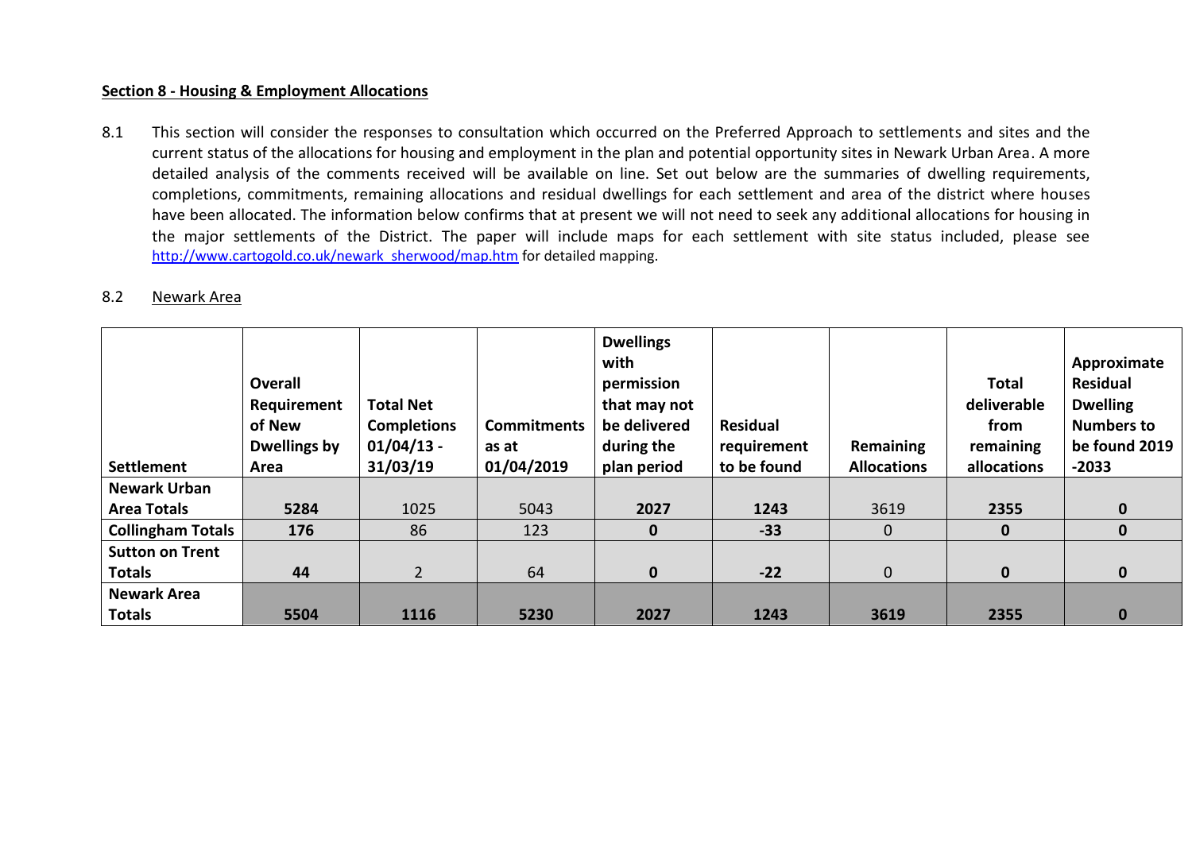**Section 8 - Housing & Employment Allocations**

8.1 This section will consider the responses to consultation which occurred on the Preferred Approach to settlements and sites and the current status of the allocations for housing and employment in the plan and potential opportunity sites in Newark Urban Area. A more detailed analysis of the comments received will be available on line. Set out below are the summaries of dwelling requirements, completions, commitments, remaining allocations and residual dwellings for each settlement and area of the district where houses have been allocated. The information below confirms that at present we will not need to seek any additional allocations for housing in the major settlements of the District. The paper will include maps for each settlement with site status included, please see http://www.cartogold.co.uk/newark_sherwood/map.htm for detailed mapping.

8.2 Newark Area

| Settlement | Overall Requirement of New Dwellings by Area | Total Net Completions 01/04/13 - 31/03/19 | Commitments as at 01/04/2019 | Dwellings with permission that may not be delivered during the plan period | Residual requirement to be found | Remaining Allocations | Total deliverable from remaining allocations | Approximate Residual Dwelling Numbers to be found 2019 -2033 |
|---|---|---|---|---|---|---|---|---|
| **Newark Urban Area Totals** | **5284** | 1025 | 5043 | **2027** | **1243** | 3619 | **2355** | **0** |
| **Collingham Totals** | **176** | 86 | 123 | **0** | **-33** | 0 | **0** | **0** |
| **Sutton on Trent Totals** | **44** | 2 | 64 | **0** | **-22** | 0 | **0** | **0** |
| **Newark Area Totals** | **5504** | **1116** | **5230** | **2027** | **1243** | **3619** | **2355** | **0** |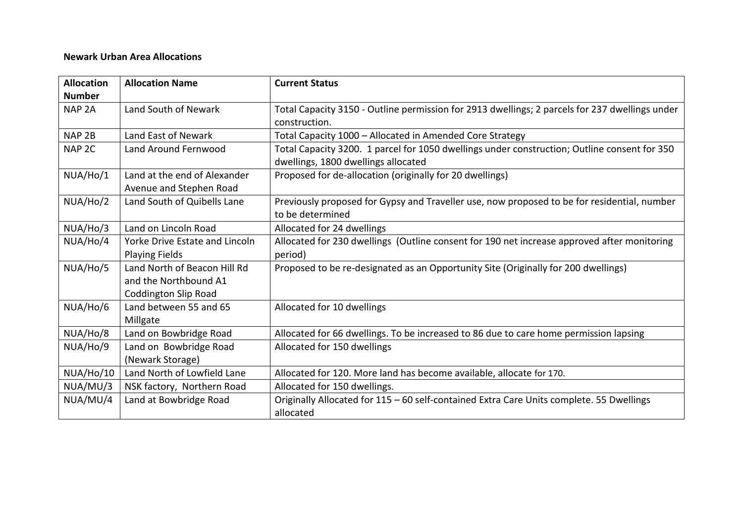**Newark Urban Area Allocations**

| Allocation Number | Allocation Name | Current Status |
|---|---|---|
| NAP 2A | Land South of Newark | Total Capacity 3150 - Outline permission for 2913 dwellings; 2 parcels for 237 dwellings under construction. |
| NAP 2B | Land East of Newark | Total Capacity 1000 – Allocated in Amended Core Strategy |
| NAP 2C | Land Around Fernwood | Total Capacity 3200. 1 parcel for 1050 dwellings under construction; Outline consent for 350 dwellings, 1800 dwellings allocated |
| NUA/Ho/1 | Land at the end of Alexander Avenue and Stephen Road | Proposed for de-allocation (originally for 20 dwellings) |
| NUA/Ho/2 | Land South of Quibells Lane | Previously proposed for Gypsy and Traveller use, now proposed to be for residential, number to be determined |
| NUA/Ho/3 | Land on Lincoln Road | Allocated for 24 dwellings |
| NUA/Ho/4 | Yorke Drive Estate and Lincoln Playing Fields | Allocated for 230 dwellings (Outline consent for 190 net increase approved after monitoring period) |
| NUA/Ho/5 | Land North of Beacon Hill Rd and the Northbound A1 Coddington Slip Road | Proposed to be re-designated as an Opportunity Site (Originally for 200 dwellings) |
| NUA/Ho/6 | Land between 55 and 65 Millgate | Allocated for 10 dwellings |
| NUA/Ho/8 | Land on Bowbridge Road | Allocated for 66 dwellings. To be increased to 86 due to care home permission lapsing |
| NUA/Ho/9 | Land on Bowbridge Road (Newark Storage) | Allocated for 150 dwellings |
| NUA/Ho/10 | Land North of Lowfield Lane | Allocated for 120. More land has become available, allocate for 170. |
| NUA/MU/3 | NSK factory, Northern Road | Allocated for 150 dwellings. |
| NUA/MU/4 | Land at Bowbridge Road | Originally Allocated for 115 – 60 self-contained Extra Care Units complete. 55 Dwellings allocated |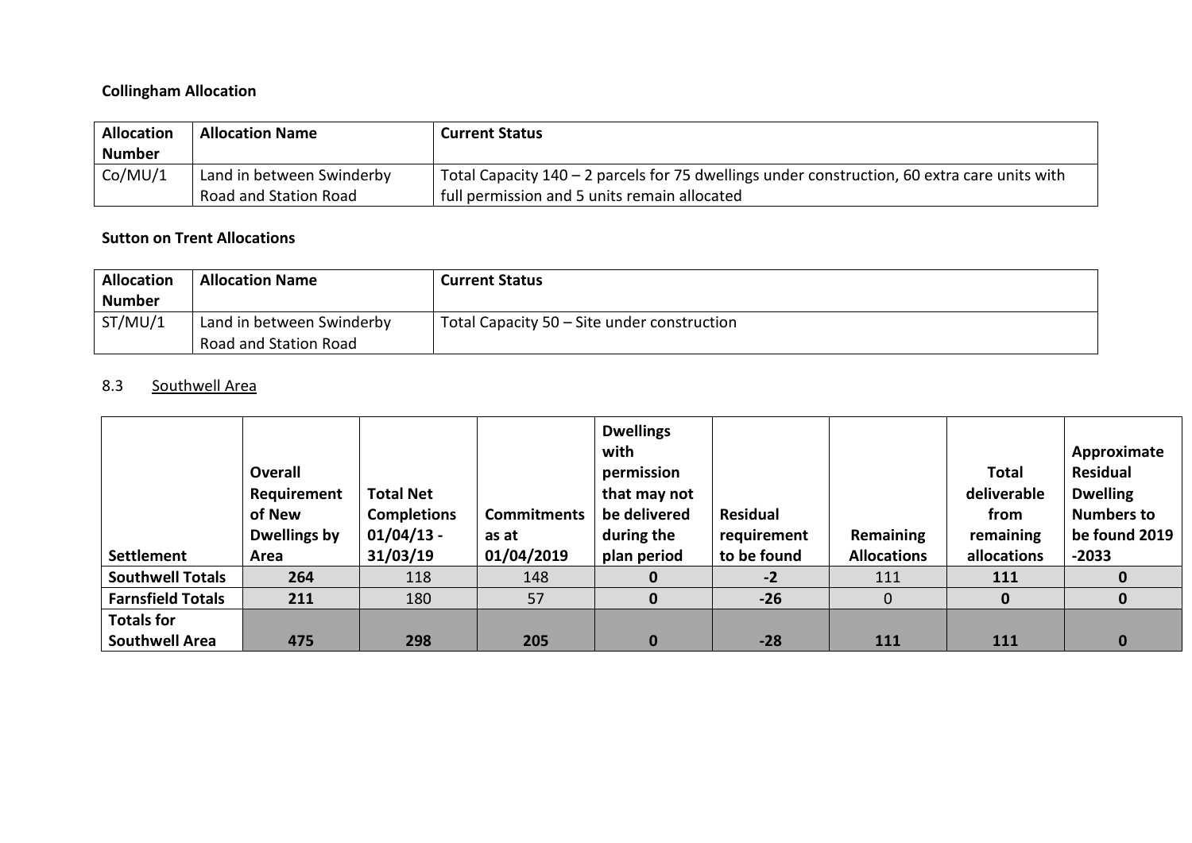**Collingham Allocation**

| Allocation Number | Allocation Name | Current Status |
|---|---|---|
| Co/MU/1 | Land in between Swinderby Road and Station Road | Total Capacity 140 – 2 parcels for 75 dwellings under construction, 60 extra care units with full permission and 5 units remain allocated |

**Sutton on Trent Allocations**

| Allocation Number | Allocation Name | Current Status |
|---|---|---|
| ST/MU/1 | Land in between Swinderby Road and Station Road | Total Capacity 50 – Site under construction |

### 8.3 Southwell Area

| Settlement | Overall Requirement of New Dwellings by Area | Total Net Completions 01/04/13 - 31/03/19 | Commitments as at 01/04/2019 | Dwellings with permission that may not be delivered during the plan period | Residual requirement to be found | Remaining Allocations | Total deliverable from remaining allocations | Approximate Residual Dwelling Numbers to be found 2019 -2033 |
|---|---|---|---|---|---|---|---|---|
| **Southwell Totals** | **264** | 118 | 148 | **0** | **-2** | 111 | **111** | **0** |
| **Farnsfield Totals** | **211** | 180 | 57 | **0** | **-26** | 0 | **0** | **0** |
| **Totals for Southwell Area** | **475** | **298** | **205** | **0** | **-28** | **111** | **111** | **0** |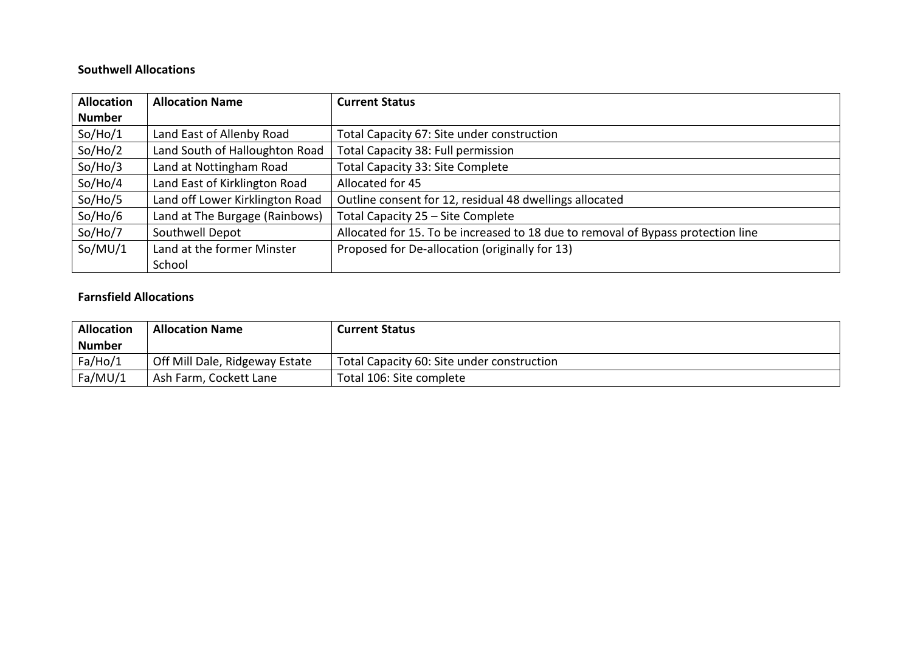**Southwell Allocations**

| Allocation Number | Allocation Name | Current Status |
|---|---|---|
| So/Ho/1 | Land East of Allenby Road | Total Capacity 67: Site under construction |
| So/Ho/2 | Land South of Halloughton Road | Total Capacity 38: Full permission |
| So/Ho/3 | Land at Nottingham Road | Total Capacity 33: Site Complete |
| So/Ho/4 | Land East of Kirklington Road | Allocated for 45 |
| So/Ho/5 | Land off Lower Kirklington Road | Outline consent for 12, residual 48 dwellings allocated |
| So/Ho/6 | Land at The Burgage (Rainbows) | Total Capacity 25 – Site Complete |
| So/Ho/7 | Southwell Depot | Allocated for 15. To be increased to 18 due to removal of Bypass protection line |
| So/MU/1 | Land at the former Minster School | Proposed for De-allocation (originally for 13) |

**Farnsfield Allocations**

| Allocation Number | Allocation Name | Current Status |
|---|---|---|
| Fa/Ho/1 | Off Mill Dale, Ridgeway Estate | Total Capacity 60: Site under construction |
| Fa/MU/1 | Ash Farm, Cockett Lane | Total 106: Site complete |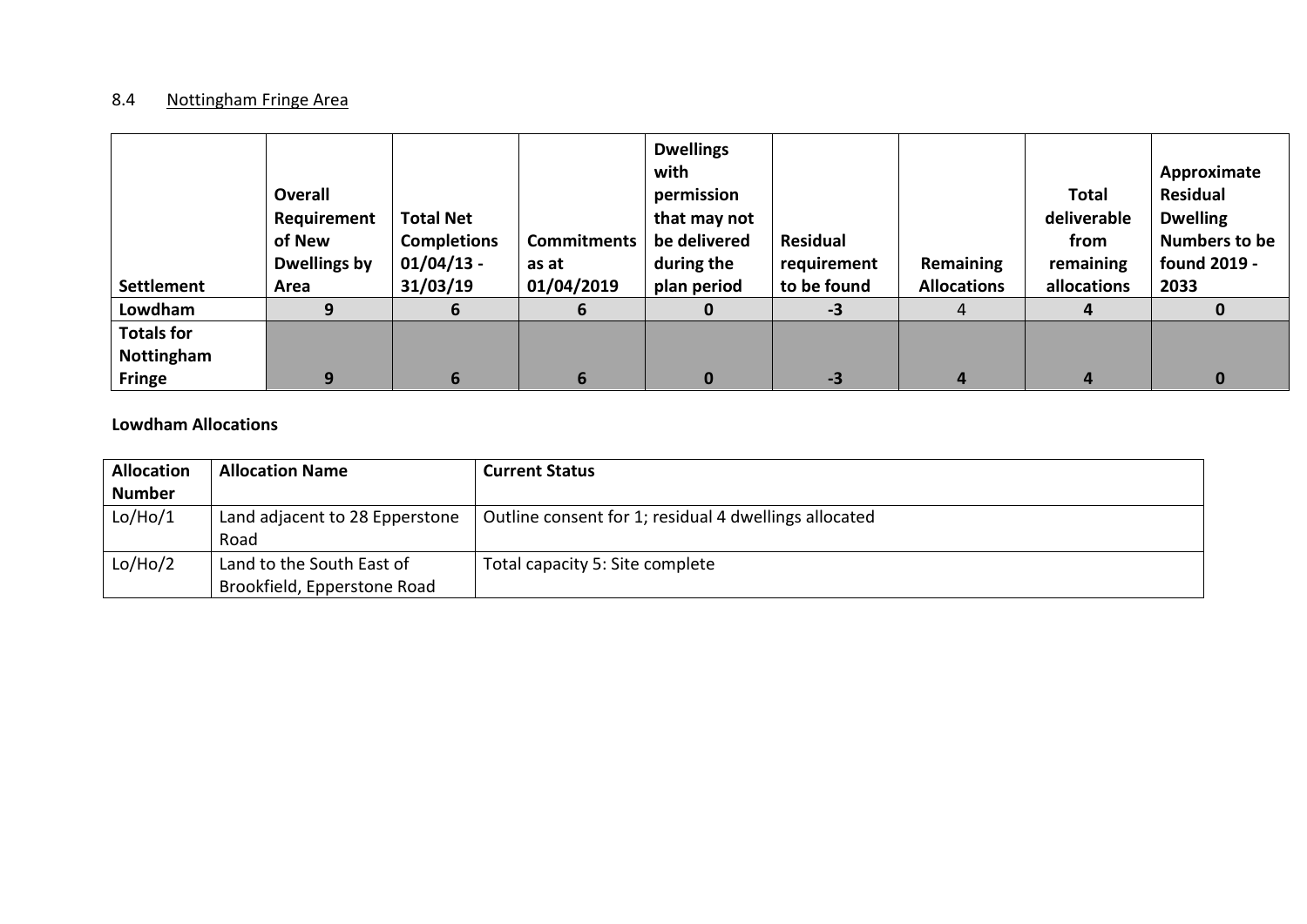## 8.4 Nottingham Fringe Area

| Settlement | Overall Requirement of New Dwellings by Area | Total Net Completions 01/04/13 - 31/03/19 | Commitments as at 01/04/2019 | Dwellings with permission that may not be delivered during the plan period | Residual requirement to be found | Remaining Allocations | Total deliverable from remaining allocations | Approximate Residual Dwelling Numbers to be found 2019 - 2033 |
|---|---|---|---|---|---|---|---|---|
| **Lowdham** | **9** | **6** | **6** | **0** | **-3** | 4 | **4** | **0** |
| **Totals for Nottingham Fringe** | **9** | **6** | **6** | **0** | **-3** | **4** | **4** | **0** |

**Lowdham Allocations**

| Allocation Number | Allocation Name | Current Status |
|---|---|---|
| Lo/Ho/1 | Land adjacent to 28 Epperstone Road | Outline consent for 1; residual 4 dwellings allocated |
| Lo/Ho/2 | Land to the South East of Brookfield, Epperstone Road | Total capacity 5: Site complete |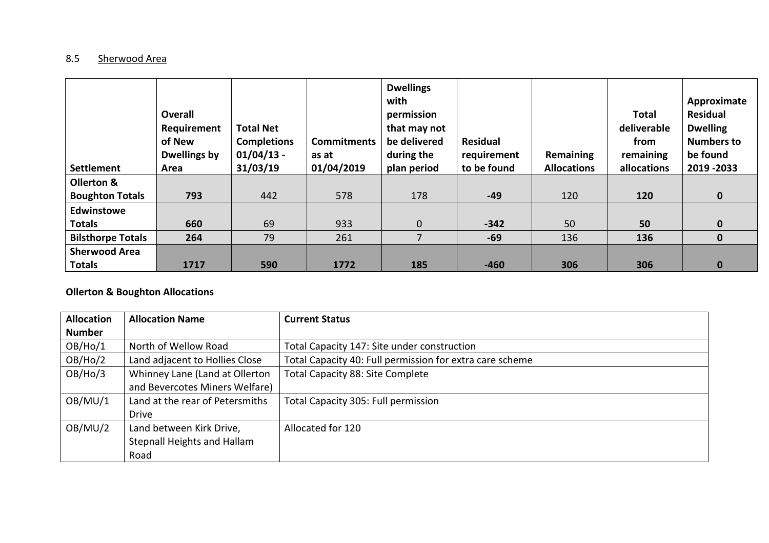### 8.5 Sherwood Area

| Settlement | Overall Requirement of New Dwellings by Area | Total Net Completions 01/04/13 - 31/03/19 | Commitments as at 01/04/2019 | Dwellings with permission that may not be delivered during the plan period | Residual requirement to be found | Remaining Allocations | Total deliverable from remaining allocations | Approximate Residual Dwelling Numbers to be found 2019 -2033 |
|---|---|---|---|---|---|---|---|---|
| **Ollerton & Boughton Totals** | **793** | 442 | 578 | 178 | **-49** | 120 | **120** | **0** |
| **Edwinstowe Totals** | **660** | 69 | 933 | 0 | **-342** | 50 | **50** | **0** |
| **Bilsthorpe Totals** | **264** | 79 | 261 | 7 | **-69** | 136 | **136** | **0** |
| **Sherwood Area Totals** | **1717** | **590** | **1772** | **185** | **-460** | **306** | **306** | **0** |

**Ollerton & Boughton Allocations**

| Allocation Number | Allocation Name | Current Status |
|---|---|---|
| OB/Ho/1 | North of Wellow Road | Total Capacity 147: Site under construction |
| OB/Ho/2 | Land adjacent to Hollies Close | Total Capacity 40: Full permission for extra care scheme |
| OB/Ho/3 | Whinney Lane (Land at Ollerton and Bevercotes Miners Welfare) | Total Capacity 88: Site Complete |
| OB/MU/1 | Land at the rear of Petersmiths Drive | Total Capacity 305: Full permission |
| OB/MU/2 | Land between Kirk Drive, Stepnall Heights and Hallam Road | Allocated for 120 |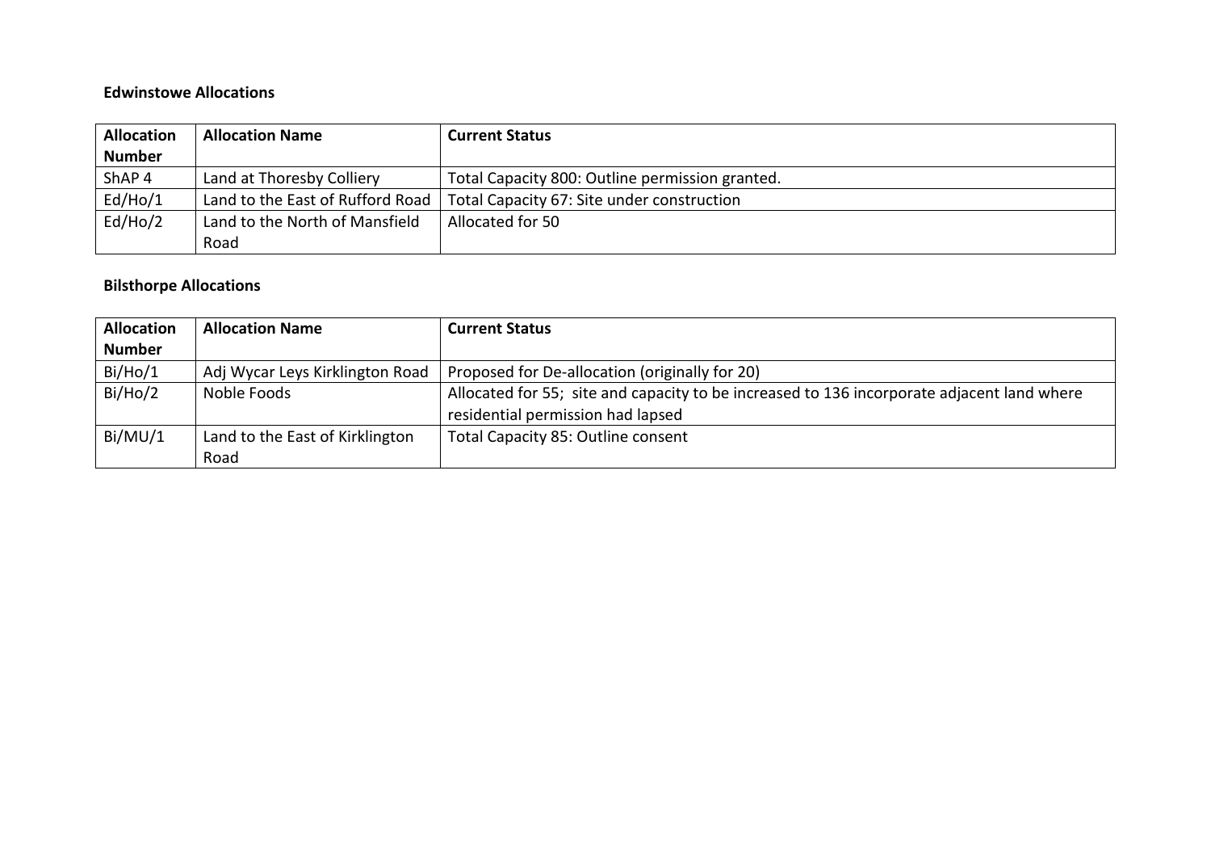**Edwinstowe Allocations**

| Allocation Number | Allocation Name | Current Status |
|---|---|---|
| ShAP 4 | Land at Thoresby Colliery | Total Capacity 800: Outline permission granted. |
| Ed/Ho/1 | Land to the East of Rufford Road | Total Capacity 67: Site under construction |
| Ed/Ho/2 | Land to the North of Mansfield Road | Allocated for 50 |

**Bilsthorpe Allocations**

| Allocation Number | Allocation Name | Current Status |
|---|---|---|
| Bi/Ho/1 | Adj Wycar Leys Kirklington Road | Proposed for De-allocation (originally for 20) |
| Bi/Ho/2 | Noble Foods | Allocated for 55; site and capacity to be increased to 136 incorporate adjacent land where residential permission had lapsed |
| Bi/MU/1 | Land to the East of Kirklington Road | Total Capacity 85: Outline consent |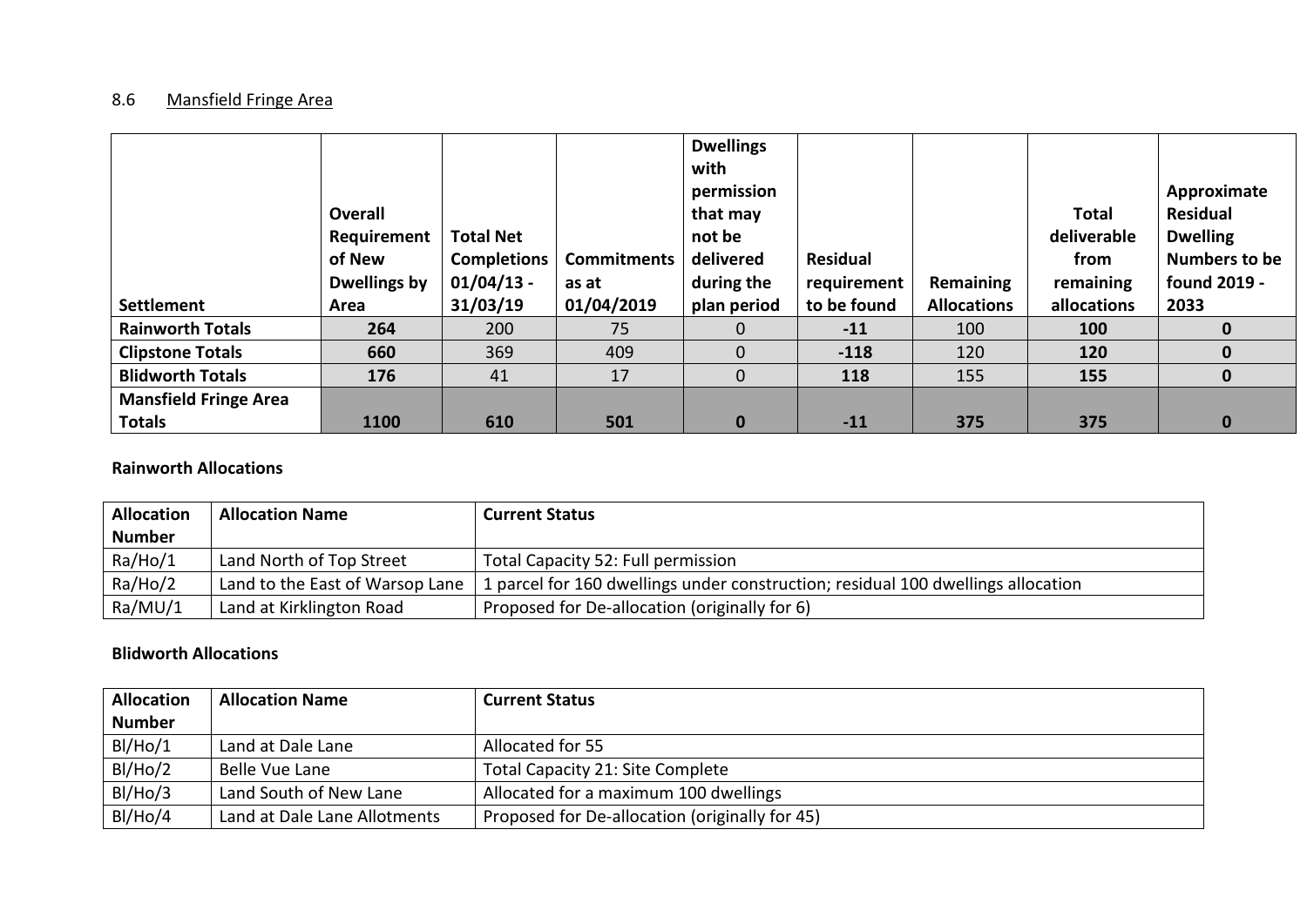## 8.6 Mansfield Fringe Area

| Settlement | Overall Requirement of New Dwellings by Area | Total Net Completions 01/04/13 - 31/03/19 | Commitments as at 01/04/2019 | Dwellings with permission that may not be delivered during the plan period | Residual requirement to be found | Remaining Allocations | Total deliverable from remaining allocations | Approximate Residual Dwelling Numbers to be found 2019 - 2033 |
|---|---|---|---|---|---|---|---|---|
| **Rainworth Totals** | **264** | 200 | 75 | 0 | **-11** | 100 | **100** | **0** |
| **Clipstone Totals** | **660** | 369 | 409 | 0 | **-118** | 120 | **120** | **0** |
| **Blidworth Totals** | **176** | 41 | 17 | 0 | **118** | 155 | **155** | **0** |
| **Mansfield Fringe Area Totals** | **1100** | **610** | **501** | **0** | **-11** | **375** | **375** | **0** |

**Rainworth Allocations**

| Allocation Number | Allocation Name | Current Status |
|---|---|---|
| Ra/Ho/1 | Land North of Top Street | Total Capacity 52: Full permission |
| Ra/Ho/2 | Land to the East of Warsop Lane | 1 parcel for 160 dwellings under construction; residual 100 dwellings allocation |
| Ra/MU/1 | Land at Kirklington Road | Proposed for De-allocation (originally for 6) |

**Blidworth Allocations**

| Allocation Number | Allocation Name | Current Status |
|---|---|---|
| Bl/Ho/1 | Land at Dale Lane | Allocated for 55 |
| Bl/Ho/2 | Belle Vue Lane | Total Capacity 21: Site Complete |
| Bl/Ho/3 | Land South of New Lane | Allocated for a maximum 100 dwellings |
| Bl/Ho/4 | Land at Dale Lane Allotments | Proposed for De-allocation (originally for 45) |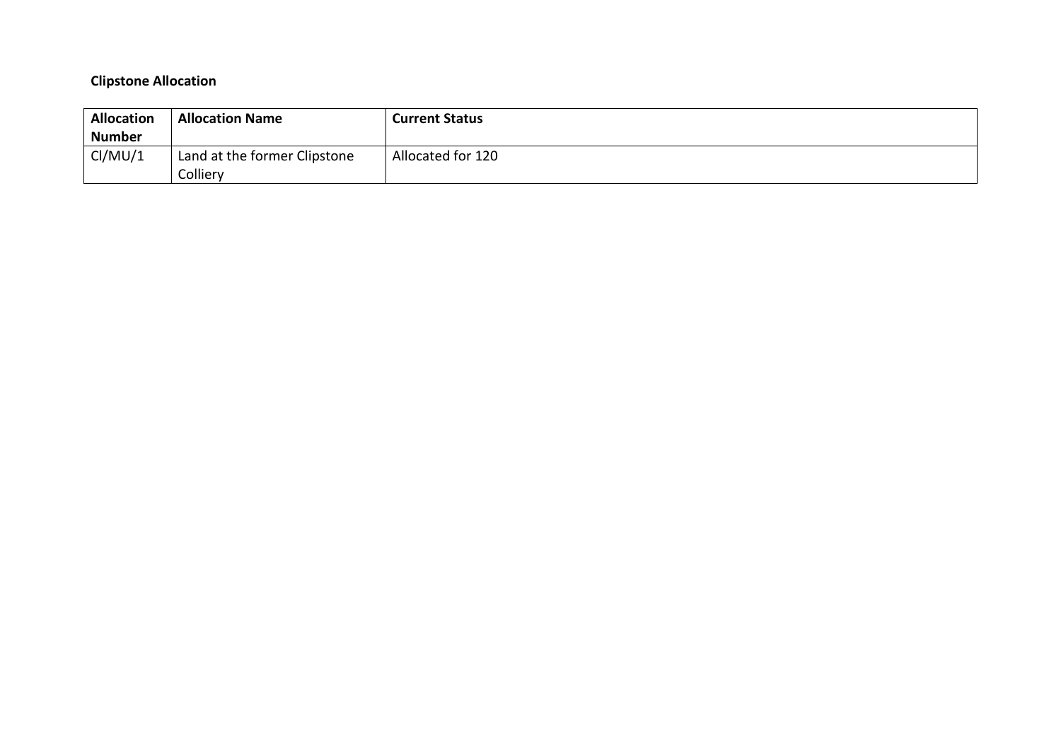**Clipstone Allocation**

| Allocation Number | Allocation Name | Current Status |
|---|---|---|
| Cl/MU/1 | Land at the former Clipstone Colliery | Allocated for 120 |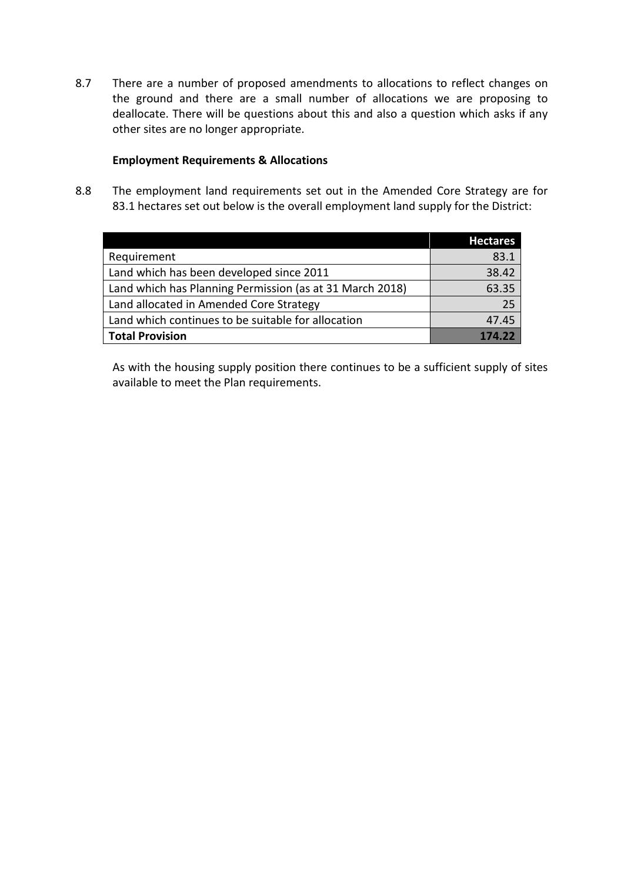8.7 There are a number of proposed amendments to allocations to reflect changes on the ground and there are a small number of allocations we are proposing to deallocate. There will be questions about this and also a question which asks if any other sites are no longer appropriate.

**Employment Requirements & Allocations**

8.8 The employment land requirements set out in the Amended Core Strategy are for 83.1 hectares set out below is the overall employment land supply for the District:

| | Hectares |
|---|---|
| Requirement | 83.1 |
| Land which has been developed since 2011 | 38.42 |
| Land which has Planning Permission (as at 31 March 2018) | 63.35 |
| Land allocated in Amended Core Strategy | 25 |
| Land which continues to be suitable for allocation | 47.45 |
| **Total Provision** | **174.22** |

As with the housing supply position there continues to be a sufficient supply of sites available to meet the Plan requirements.